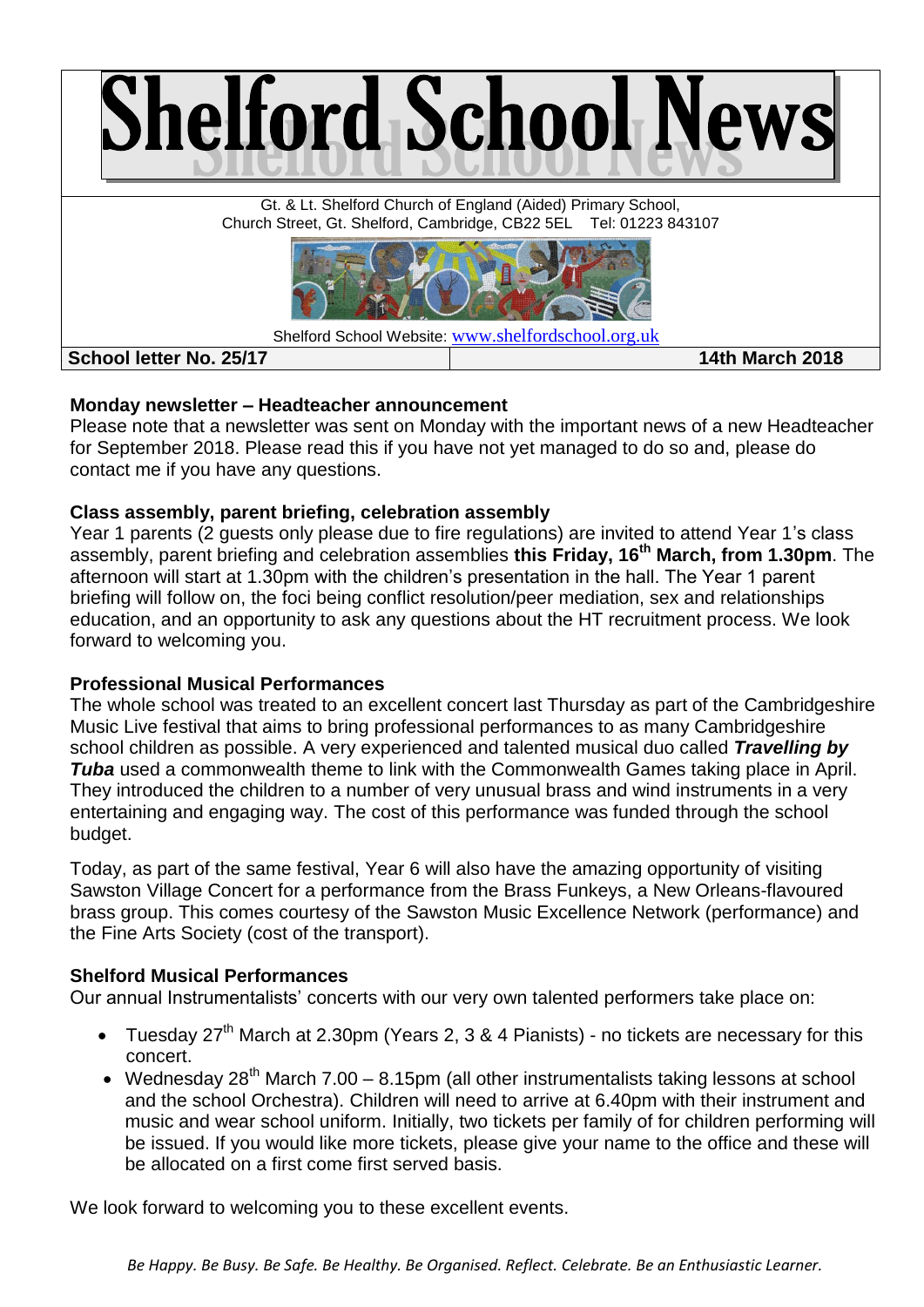# Shelford School News

Gt. & Lt. Shelford Church of England (Aided) Primary School,
Church Street, Gt. Shelford, Cambridge, CB22 5EL Tel: 01223 843107

Shelford School Website: www.shelfordschool.org.uk

| School letter No. 25/17 | 14th March 2018 |
|---|---|

**Monday newsletter – Headteacher announcement**

Please note that a newsletter was sent on Monday with the important news of a new Headteacher for September 2018. Please read this if you have not yet managed to do so and, please do contact me if you have any questions.

**Class assembly, parent briefing, celebration assembly**

Year 1 parents (2 guests only please due to fire regulations) are invited to attend Year 1's class assembly, parent briefing and celebration assemblies **this Friday, 16th March, from 1.30pm**. The afternoon will start at 1.30pm with the children's presentation in the hall. The Year 1 parent briefing will follow on, the foci being conflict resolution/peer mediation, sex and relationships education, and an opportunity to ask any questions about the HT recruitment process. We look forward to welcoming you.

**Professional Musical Performances**

The whole school was treated to an excellent concert last Thursday as part of the Cambridgeshire Music Live festival that aims to bring professional performances to as many Cambridgeshire school children as possible. A very experienced and talented musical duo called ***Travelling by Tuba*** used a commonwealth theme to link with the Commonwealth Games taking place in April. They introduced the children to a number of very unusual brass and wind instruments in a very entertaining and engaging way. The cost of this performance was funded through the school budget.

Today, as part of the same festival, Year 6 will also have the amazing opportunity of visiting Sawston Village Concert for a performance from the Brass Funkeys, a New Orleans-flavoured brass group. This comes courtesy of the Sawston Music Excellence Network (performance) and the Fine Arts Society (cost of the transport).

**Shelford Musical Performances**

Our annual Instrumentalists' concerts with our very own talented performers take place on:

- Tuesday 27th March at 2.30pm (Years 2, 3 & 4 Pianists) - no tickets are necessary for this concert.
- Wednesday 28th March 7.00 – 8.15pm (all other instrumentalists taking lessons at school and the school Orchestra). Children will need to arrive at 6.40pm with their instrument and music and wear school uniform. Initially, two tickets per family of for children performing will be issued. If you would like more tickets, please give your name to the office and these will be allocated on a first come first served basis.

We look forward to welcoming you to these excellent events.

*Be Happy. Be Busy. Be Safe. Be Healthy. Be Organised. Reflect. Celebrate. Be an Enthusiastic Learner.*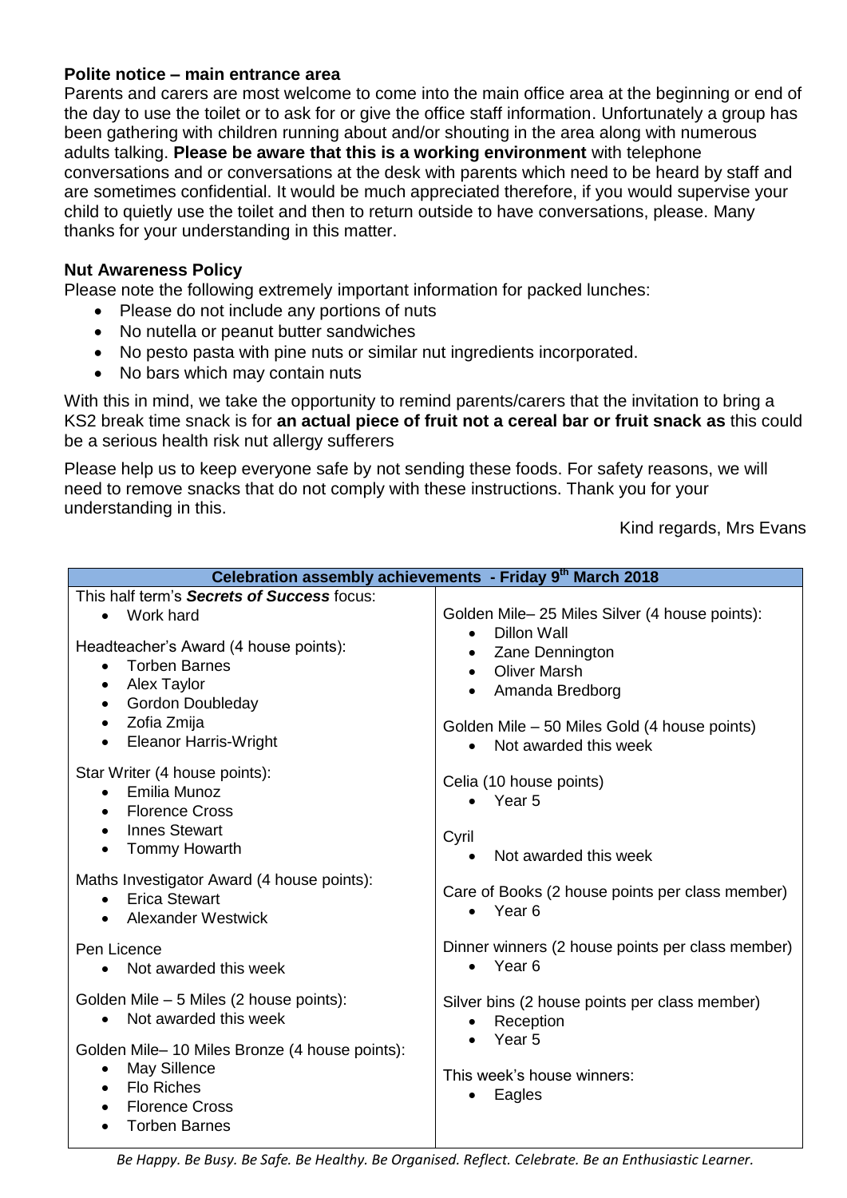**Polite notice – main entrance area**

Parents and carers are most welcome to come into the main office area at the beginning or end of the day to use the toilet or to ask for or give the office staff information. Unfortunately a group has been gathering with children running about and/or shouting in the area along with numerous adults talking. **Please be aware that this is a working environment** with telephone conversations and or conversations at the desk with parents which need to be heard by staff and are sometimes confidential. It would be much appreciated therefore, if you would supervise your child to quietly use the toilet and then to return outside to have conversations, please. Many thanks for your understanding in this matter.

**Nut Awareness Policy**

Please note the following extremely important information for packed lunches:

- Please do not include any portions of nuts
- No nutella or peanut butter sandwiches
- No pesto pasta with pine nuts or similar nut ingredients incorporated.
- No bars which may contain nuts

With this in mind, we take the opportunity to remind parents/carers that the invitation to bring a KS2 break time snack is for **an actual piece of fruit not a cereal bar or fruit snack as** this could be a serious health risk nut allergy sufferers

Please help us to keep everyone safe by not sending these foods. For safety reasons, we will need to remove snacks that do not comply with these instructions. Thank you for your understanding in this.

Kind regards, Mrs Evans

**Celebration assembly achievements - Friday 9th March 2018**

This half term's ***Secrets of Success*** focus:
- Work hard

Headteacher's Award (4 house points):
- Torben Barnes
- Alex Taylor
- Gordon Doubleday
- Zofia Zmija
- Eleanor Harris-Wright

Star Writer (4 house points):
- Emilia Munoz
- Florence Cross
- Innes Stewart
- Tommy Howarth

Maths Investigator Award (4 house points):
- Erica Stewart
- Alexander Westwick

Pen Licence
- Not awarded this week

Golden Mile – 5 Miles (2 house points):
- Not awarded this week

Golden Mile– 10 Miles Bronze (4 house points):
- May Sillence
- Flo Riches
- Florence Cross
- Torben Barnes

Golden Mile– 25 Miles Silver (4 house points):
- Dillon Wall
- Zane Dennington
- Oliver Marsh
- Amanda Bredborg

Golden Mile – 50 Miles Gold (4 house points)
- Not awarded this week

Celia (10 house points)
- Year 5

Cyril
- Not awarded this week

Care of Books (2 house points per class member)
- Year 6

Dinner winners (2 house points per class member)
- Year 6

Silver bins (2 house points per class member)
- Reception
- Year 5

This week's house winners:
- Eagles

*Be Happy. Be Busy. Be Safe. Be Healthy. Be Organised. Reflect. Celebrate. Be an Enthusiastic Learner.*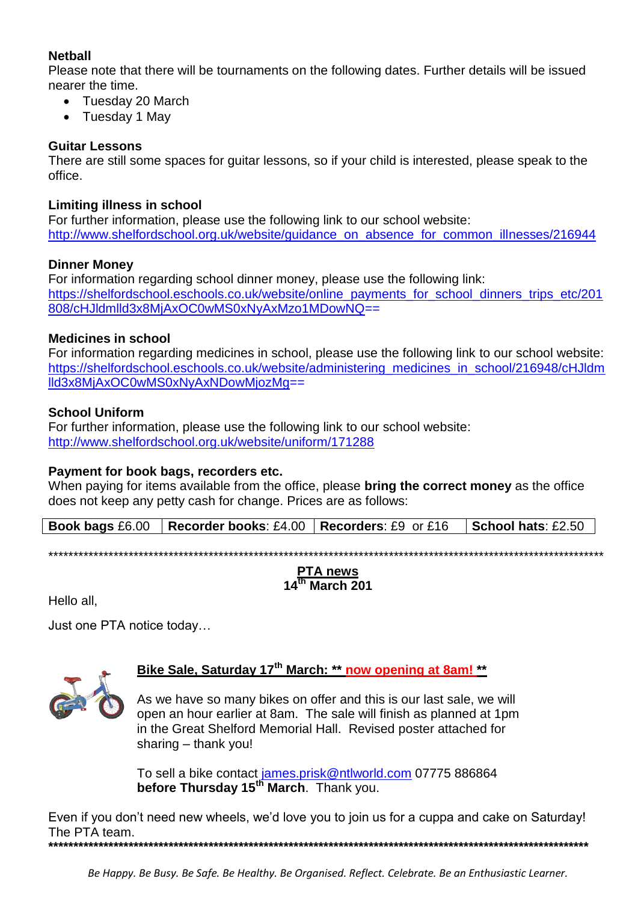**Netball**

Please note that there will be tournaments on the following dates. Further details will be issued nearer the time.

- Tuesday 20 March
- Tuesday 1 May

**Guitar Lessons**

There are still some spaces for guitar lessons, so if your child is interested, please speak to the office.

**Limiting illness in school**

For further information, please use the following link to our school website:
http://www.shelfordschool.org.uk/website/guidance_on_absence_for_common_illnesses/216944

**Dinner Money**

For information regarding school dinner money, please use the following link:
https://shelfordschool.eschools.co.uk/website/online_payments_for_school_dinners_trips_etc/201808/cHJldmlld3x8MjAxOC0wMS0xNyAxMzo1MDowNQ==

**Medicines in school**

For information regarding medicines in school, please use the following link to our school website:
https://shelfordschool.eschools.co.uk/website/administering_medicines_in_school/216948/cHJldmlld3x8MjAxOC0wMS0xNyAxNDowMjozMg==

**School Uniform**

For further information, please use the following link to our school website:
http://www.shelfordschool.org.uk/website/uniform/171288

**Payment for book bags, recorders etc.**

When paying for items available from the office, please **bring the correct money** as the office does not keep any petty cash for change. Prices are as follows:

| **Book bags** £6.00 | **Recorder books**: £4.00 | **Recorders**: £9 or £16 | **School hats**: £2.50 |
|---|---|---|---|

*********************************************************************************************************

**PTA news**
**14th March 201**

Hello all,

Just one PTA notice today…

**Bike Sale, Saturday 17th March: ** now opening at 8am! ****

As we have so many bikes on offer and this is our last sale, we will open an hour earlier at 8am. The sale will finish as planned at 1pm in the Great Shelford Memorial Hall. Revised poster attached for sharing – thank you!

To sell a bike contact james.prisk@ntlworld.com 07775 886864 **before Thursday 15th March**. Thank you.

Even if you don't need new wheels, we'd love you to join us for a cuppa and cake on Saturday!
The PTA team.

*********************************************************************************************************

*Be Happy. Be Busy. Be Safe. Be Healthy. Be Organised. Reflect. Celebrate. Be an Enthusiastic Learner.*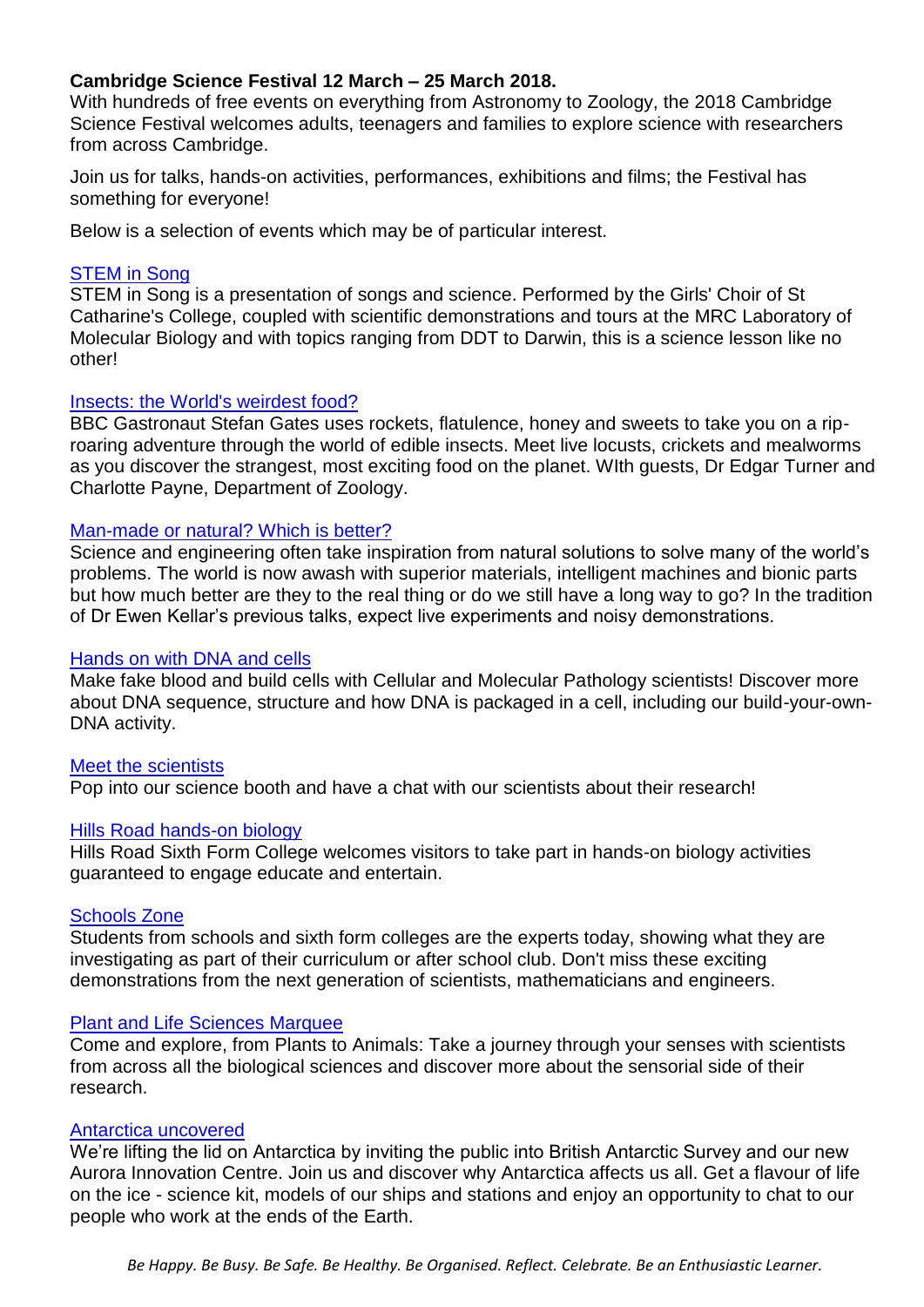**Cambridge Science Festival 12 March – 25 March 2018.**

With hundreds of free events on everything from Astronomy to Zoology, the 2018 Cambridge Science Festival welcomes adults, teenagers and families to explore science with researchers from across Cambridge.

Join us for talks, hands-on activities, performances, exhibitions and films; the Festival has something for everyone!

Below is a selection of events which may be of particular interest.

STEM in Song

STEM in Song is a presentation of songs and science. Performed by the Girls' Choir of St Catharine's College, coupled with scientific demonstrations and tours at the MRC Laboratory of Molecular Biology and with topics ranging from DDT to Darwin, this is a science lesson like no other!

Insects: the World's weirdest food?

BBC Gastronaut Stefan Gates uses rockets, flatulence, honey and sweets to take you on a rip-roaring adventure through the world of edible insects. Meet live locusts, crickets and mealworms as you discover the strangest, most exciting food on the planet. WIth guests, Dr Edgar Turner and Charlotte Payne, Department of Zoology.

Man-made or natural? Which is better?

Science and engineering often take inspiration from natural solutions to solve many of the world's problems. The world is now awash with superior materials, intelligent machines and bionic parts but how much better are they to the real thing or do we still have a long way to go? In the tradition of Dr Ewen Kellar's previous talks, expect live experiments and noisy demonstrations.

Hands on with DNA and cells

Make fake blood and build cells with Cellular and Molecular Pathology scientists! Discover more about DNA sequence, structure and how DNA is packaged in a cell, including our build-your-own-DNA activity.

Meet the scientists

Pop into our science booth and have a chat with our scientists about their research!

Hills Road hands-on biology

Hills Road Sixth Form College welcomes visitors to take part in hands-on biology activities guaranteed to engage educate and entertain.

Schools Zone

Students from schools and sixth form colleges are the experts today, showing what they are investigating as part of their curriculum or after school club. Don't miss these exciting demonstrations from the next generation of scientists, mathematicians and engineers.

Plant and Life Sciences Marquee

Come and explore, from Plants to Animals: Take a journey through your senses with scientists from across all the biological sciences and discover more about the sensorial side of their research.

Antarctica uncovered

We're lifting the lid on Antarctica by inviting the public into British Antarctic Survey and our new Aurora Innovation Centre. Join us and discover why Antarctica affects us all. Get a flavour of life on the ice - science kit, models of our ships and stations and enjoy an opportunity to chat to our people who work at the ends of the Earth.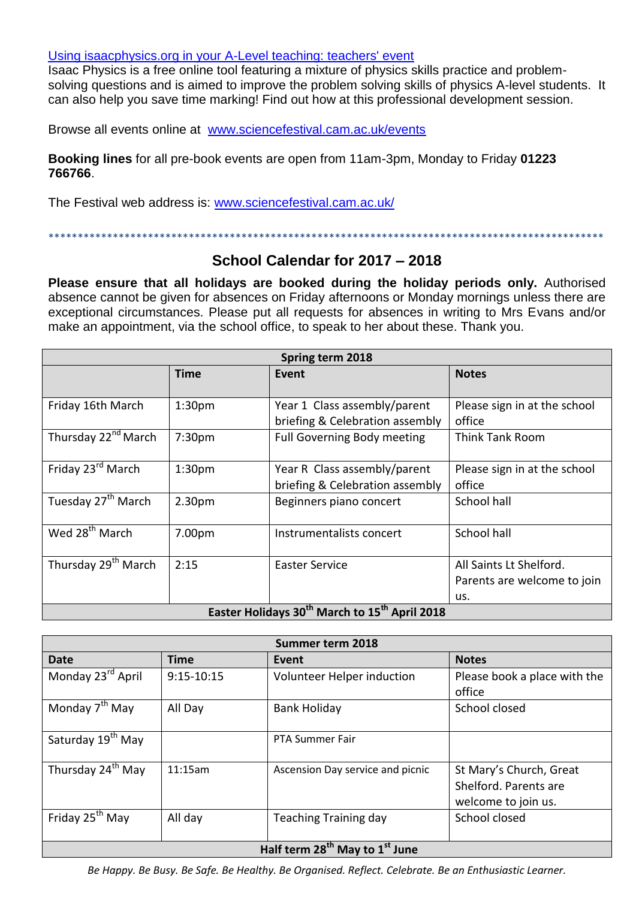[Using isaacphysics.org in your A-Level teaching: teachers' event](#)
Isaac Physics is a free online tool featuring a mixture of physics skills practice and problem-solving questions and is aimed to improve the problem solving skills of physics A-level students. It can also help you save time marking! Find out how at this professional development session.

Browse all events online at [www.sciencefestival.cam.ac.uk/events](http://www.sciencefestival.cam.ac.uk/events)

**Booking lines** for all pre-book events are open from 11am-3pm, Monday to Friday **01223 766766**.

The Festival web address is: [www.sciencefestival.cam.ac.uk/](http://www.sciencefestival.cam.ac.uk/)

\*\*\*\*\*\*\*\*\*\*\*\*\*\*\*\*\*\*\*\*\*\*\*\*\*\*\*\*\*\*\*\*\*\*\*\*\*\*\*\*\*\*\*\*\*\*\*\*\*\*\*\*\*\*\*\*\*\*\*\*\*\*\*\*\*\*\*\*\*\*\*\*\*\*\*\*\*\*\*\*\*\*\*\*\*\*\*\*\*\*\*\*\*\*\*\*\*\*\*\*

## School Calendar for 2017 – 2018

**Please ensure that all holidays are booked during the holiday periods only.** Authorised absence cannot be given for absences on Friday afternoons or Monday mornings unless there are exceptional circumstances. Please put all requests for absences in writing to Mrs Evans and/or make an appointment, via the school office, to speak to her about these. Thank you.

| **Spring term 2018** | | | |
|---|---|---|---|
| | **Time** | **Event** | **Notes** |
| Friday 16th March | 1:30pm | Year 1 Class assembly/parent briefing & Celebration assembly | Please sign in at the school office |
| Thursday 22nd March | 7:30pm | Full Governing Body meeting | Think Tank Room |
| Friday 23rd March | 1:30pm | Year R Class assembly/parent briefing & Celebration assembly | Please sign in at the school office |
| Tuesday 27th March | 2.30pm | Beginners piano concert | School hall |
| Wed 28th March | 7.00pm | Instrumentalists concert | School hall |
| Thursday 29th March | 2:15 | Easter Service | All Saints Lt Shelford. Parents are welcome to join us. |
| **Easter Holidays 30th March to 15th April 2018** | | | |

| **Summer term 2018** | | | |
|---|---|---|---|
| **Date** | **Time** | **Event** | **Notes** |
| Monday 23rd April | 9:15-10:15 | Volunteer Helper induction | Please book a place with the office |
| Monday 7th May | All Day | Bank Holiday | School closed |
| Saturday 19th May | | PTA Summer Fair | |
| Thursday 24th May | 11:15am | Ascension Day service and picnic | St Mary's Church, Great Shelford. Parents are welcome to join us. |
| Friday 25th May | All day | Teaching Training day | School closed |
| **Half term 28th May to 1st June** | | | |

*Be Happy. Be Busy. Be Safe. Be Healthy. Be Organised. Reflect. Celebrate. Be an Enthusiastic Learner.*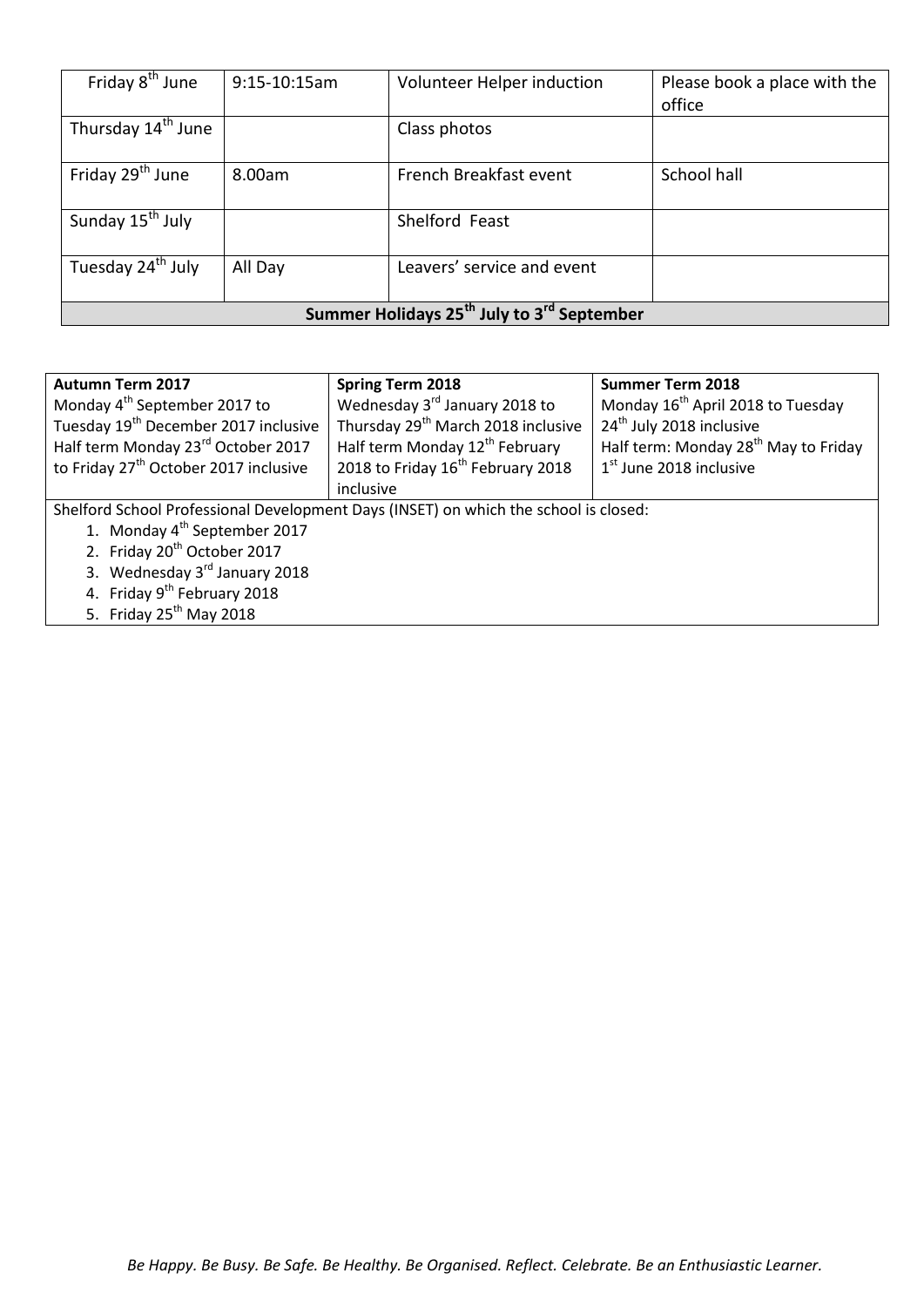| | | | |
|---|---|---|---|
| Friday 8th June | 9:15-10:15am | Volunteer Helper induction | Please book a place with the office |
| Thursday 14th June | | Class photos | |
| Friday 29th June | 8.00am | French Breakfast event | School hall |
| Sunday 15th July | | Shelford Feast | |
| Tuesday 24th July | All Day | Leavers' service and event | |
| **Summer Holidays 25th July to 3rd September** | | | |

| **Autumn Term 2017** | **Spring Term 2018** | **Summer Term 2018** |
|---|---|---|
| Monday 4th September 2017 to Tuesday 19th December 2017 inclusive<br>Half term Monday 23rd October 2017 to Friday 27th October 2017 inclusive | Wednesday 3rd January 2018 to Thursday 29th March 2018 inclusive<br>Half term Monday 12th February 2018 to Friday 16th February 2018 inclusive | Monday 16th April 2018 to Tuesday 24th July 2018 inclusive<br>Half term: Monday 28th May to Friday 1st June 2018 inclusive |

Shelford School Professional Development Days (INSET) on which the school is closed:

1. Monday 4th September 2017
2. Friday 20th October 2017
3. Wednesday 3rd January 2018
4. Friday 9th February 2018
5. Friday 25th May 2018

*Be Happy. Be Busy. Be Safe. Be Healthy. Be Organised. Reflect. Celebrate. Be an Enthusiastic Learner.*